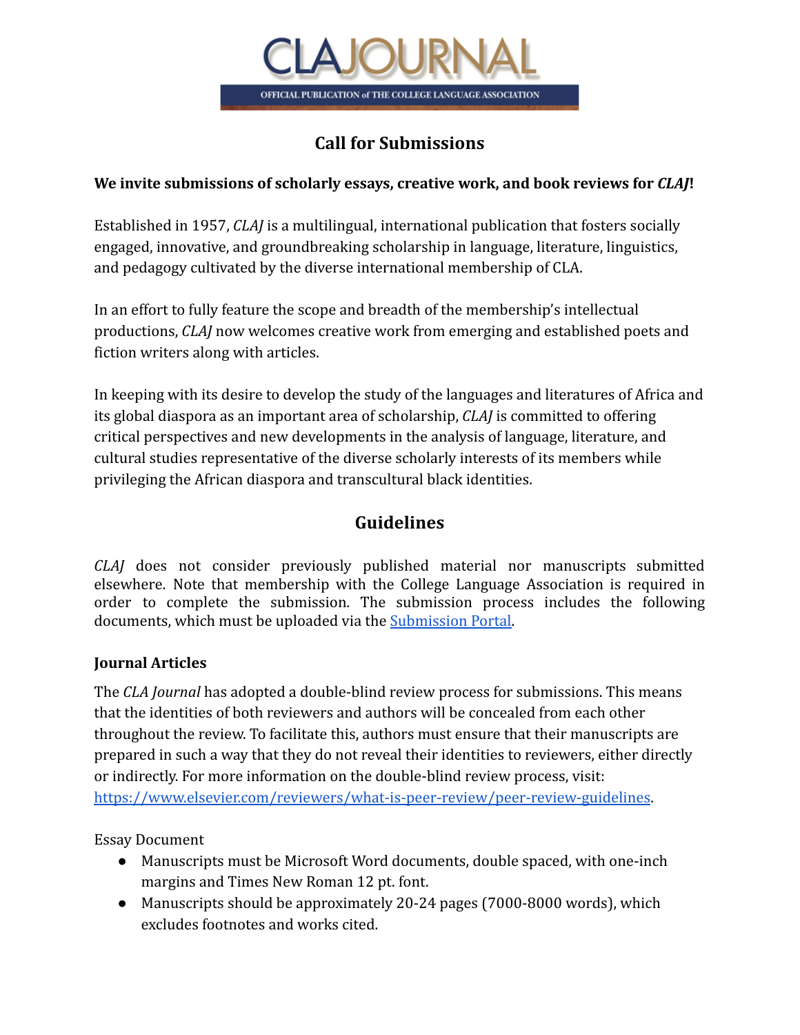# CLAJOURNAL

OFFICIAL PUBLICATION of THE COLLEGE LANGUAGE ASSOCIATION

## Call for Submissions

**We invite submissions of scholarly essays, creative work, and book reviews for *CLAJ*!**

Established in 1957, *CLAJ* is a multilingual, international publication that fosters socially engaged, innovative, and groundbreaking scholarship in language, literature, linguistics, and pedagogy cultivated by the diverse international membership of CLA.

In an effort to fully feature the scope and breadth of the membership's intellectual productions, *CLAJ* now welcomes creative work from emerging and established poets and fiction writers along with articles.

In keeping with its desire to develop the study of the languages and literatures of Africa and its global diaspora as an important area of scholarship, *CLAJ* is committed to offering critical perspectives and new developments in the analysis of language, literature, and cultural studies representative of the diverse scholarly interests of its members while privileging the African diaspora and transcultural black identities.

## Guidelines

*CLAJ* does not consider previously published material nor manuscripts submitted elsewhere. Note that membership with the College Language Association is required in order to complete the submission. The submission process includes the following documents, which must be uploaded via the Submission Portal.

### Journal Articles

The *CLA Journal* has adopted a double-blind review process for submissions. This means that the identities of both reviewers and authors will be concealed from each other throughout the review. To facilitate this, authors must ensure that their manuscripts are prepared in such a way that they do not reveal their identities to reviewers, either directly or indirectly. For more information on the double-blind review process, visit: https://www.elsevier.com/reviewers/what-is-peer-review/peer-review-guidelines.

Essay Document

- Manuscripts must be Microsoft Word documents, double spaced, with one-inch margins and Times New Roman 12 pt. font.
- Manuscripts should be approximately 20-24 pages (7000-8000 words), which excludes footnotes and works cited.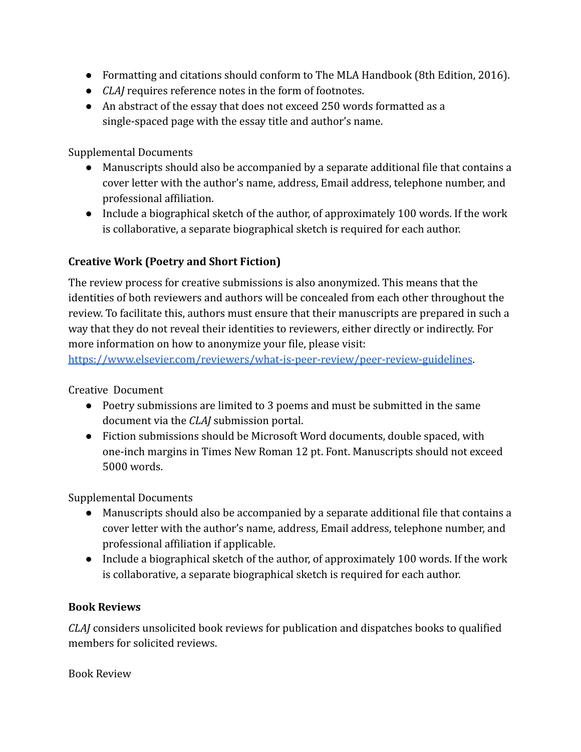- Formatting and citations should conform to The MLA Handbook (8th Edition, 2016).
- *CLAJ* requires reference notes in the form of footnotes.
- An abstract of the essay that does not exceed 250 words formatted as a single-spaced page with the essay title and author's name.

Supplemental Documents

- Manuscripts should also be accompanied by a separate additional file that contains a cover letter with the author's name, address, Email address, telephone number, and professional affiliation.
- Include a biographical sketch of the author, of approximately 100 words. If the work is collaborative, a separate biographical sketch is required for each author.

**Creative Work (Poetry and Short Fiction)**

The review process for creative submissions is also anonymized. This means that the identities of both reviewers and authors will be concealed from each other throughout the review. To facilitate this, authors must ensure that their manuscripts are prepared in such a way that they do not reveal their identities to reviewers, either directly or indirectly. For more information on how to anonymize your file, please visit: [https://www.elsevier.com/reviewers/what-is-peer-review/peer-review-guidelines](https://www.elsevier.com/reviewers/what-is-peer-review/peer-review-guidelines).

Creative Document

- Poetry submissions are limited to 3 poems and must be submitted in the same document via the *CLAJ* submission portal.
- Fiction submissions should be Microsoft Word documents, double spaced, with one-inch margins in Times New Roman 12 pt. Font. Manuscripts should not exceed 5000 words.

Supplemental Documents

- Manuscripts should also be accompanied by a separate additional file that contains a cover letter with the author's name, address, Email address, telephone number, and professional affiliation if applicable.
- Include a biographical sketch of the author, of approximately 100 words. If the work is collaborative, a separate biographical sketch is required for each author.

**Book Reviews**

*CLAJ* considers unsolicited book reviews for publication and dispatches books to qualified members for solicited reviews.

Book Review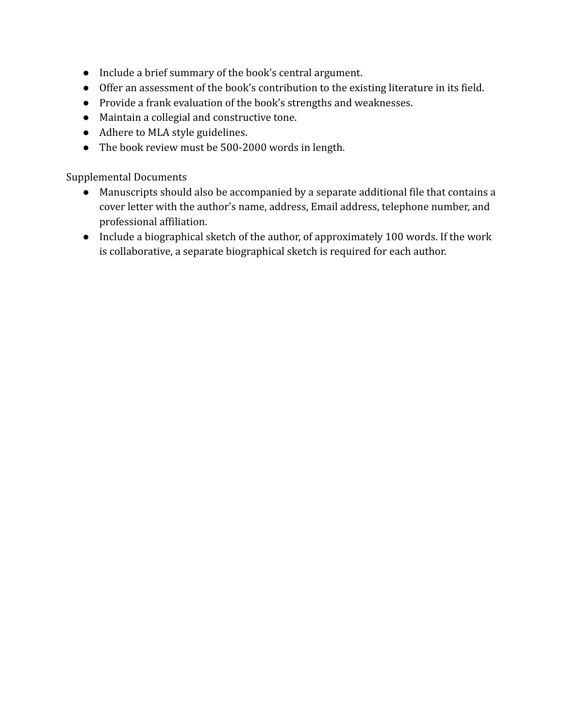- Include a brief summary of the book's central argument.
- Offer an assessment of the book's contribution to the existing literature in its field.
- Provide a frank evaluation of the book's strengths and weaknesses.
- Maintain a collegial and constructive tone.
- Adhere to MLA style guidelines.
- The book review must be 500-2000 words in length.

Supplemental Documents

- Manuscripts should also be accompanied by a separate additional file that contains a cover letter with the author's name, address, Email address, telephone number, and professional affiliation.
- Include a biographical sketch of the author, of approximately 100 words. If the work is collaborative, a separate biographical sketch is required for each author.